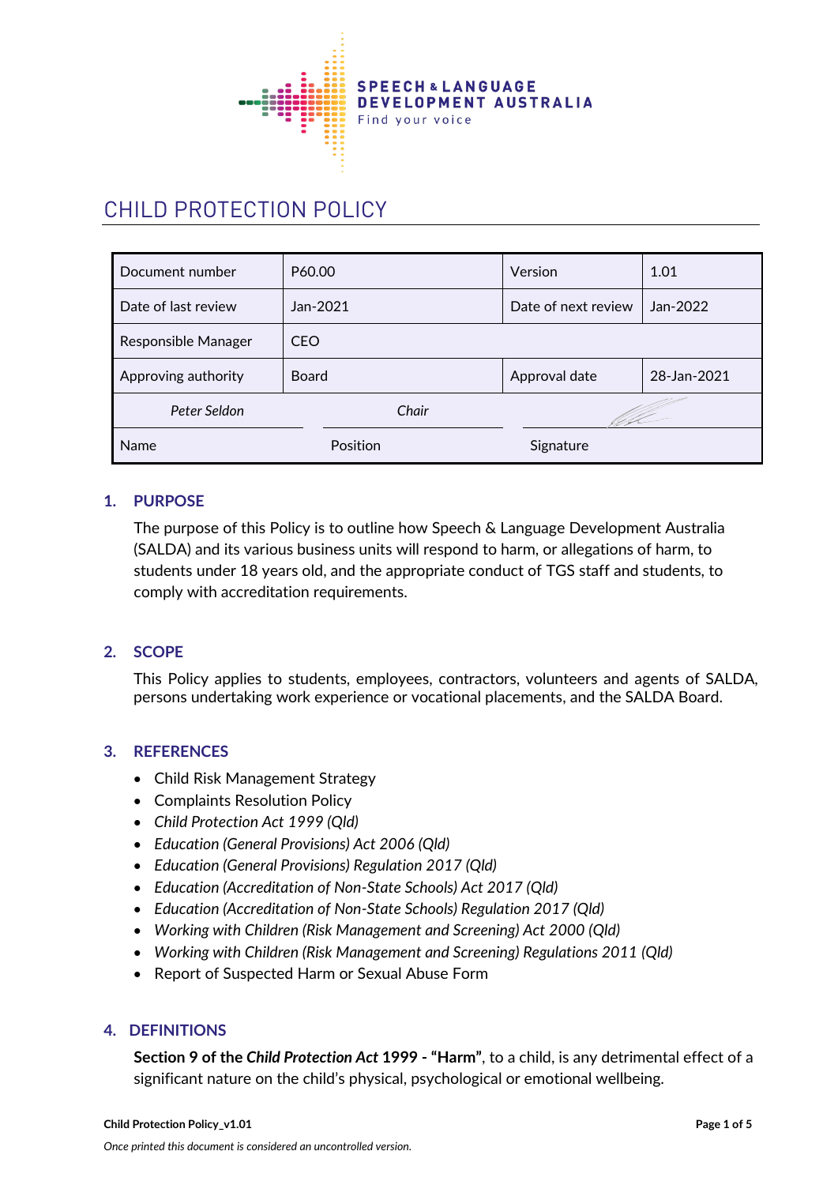SPEECH & LANGUAGE DEVELOPMENT AUSTRALIA
Find your voice

# CHILD PROTECTION POLICY

| Document number | P60.00 | Version | 1.01 |
|---|---|---|---|
| Date of last review | Jan-2021 | Date of next review | Jan-2022 |
| Responsible Manager | CEO | | |
| Approving authority | Board | Approval date | 28-Jan-2021 |
| *Peter Seldon* | *Chair* | | |
| Name | Position | Signature | |

## 1. PURPOSE

The purpose of this Policy is to outline how Speech & Language Development Australia (SALDA) and its various business units will respond to harm, or allegations of harm, to students under 18 years old, and the appropriate conduct of TGS staff and students, to comply with accreditation requirements.

## 2. SCOPE

This Policy applies to students, employees, contractors, volunteers and agents of SALDA, persons undertaking work experience or vocational placements, and the SALDA Board.

## 3. REFERENCES

- Child Risk Management Strategy
- Complaints Resolution Policy
- *Child Protection Act 1999 (Qld)*
- *Education (General Provisions) Act 2006 (Qld)*
- *Education (General Provisions) Regulation 2017 (Qld)*
- *Education (Accreditation of Non-State Schools) Act 2017 (Qld)*
- *Education (Accreditation of Non-State Schools) Regulation 2017 (Qld)*
- *Working with Children (Risk Management and Screening) Act 2000 (Qld)*
- *Working with Children (Risk Management and Screening) Regulations 2011 (Qld)*
- Report of Suspected Harm or Sexual Abuse Form

## 4. DEFINITIONS

**Section 9 of the *Child Protection Act* 1999 - "Harm"**, to a child, is any detrimental effect of a significant nature on the child's physical, psychological or emotional wellbeing.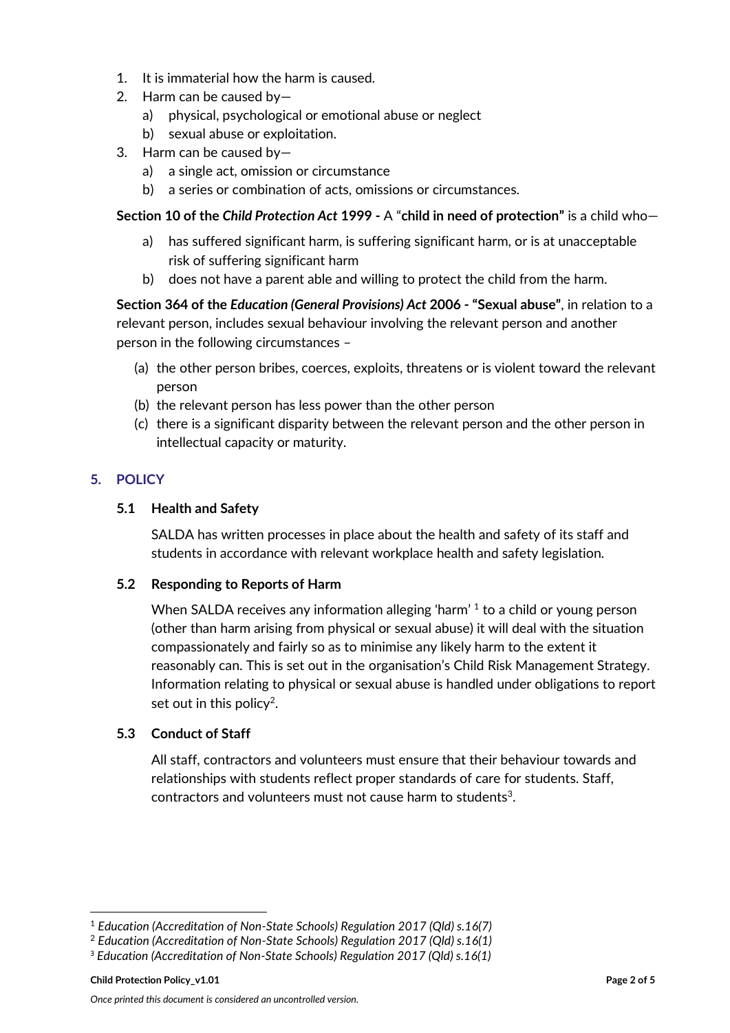1. It is immaterial how the harm is caused.
2. Harm can be caused by—
   a) physical, psychological or emotional abuse or neglect
   b) sexual abuse or exploitation.
3. Harm can be caused by—
   a) a single act, omission or circumstance
   b) a series or combination of acts, omissions or circumstances.

**Section 10 of the *Child Protection Act* 1999 -** A "**child in need of protection"** is a child who—

a) has suffered significant harm, is suffering significant harm, or is at unacceptable risk of suffering significant harm
b) does not have a parent able and willing to protect the child from the harm.

**Section 364 of the *Education (General Provisions) Act* 2006 - "Sexual abuse"**, in relation to a relevant person, includes sexual behaviour involving the relevant person and another person in the following circumstances –

(a) the other person bribes, coerces, exploits, threatens or is violent toward the relevant person
(b) the relevant person has less power than the other person
(c) there is a significant disparity between the relevant person and the other person in intellectual capacity or maturity.

## 5. POLICY

### 5.1 Health and Safety

SALDA has written processes in place about the health and safety of its staff and students in accordance with relevant workplace health and safety legislation.

### 5.2 Responding to Reports of Harm

When SALDA receives any information alleging 'harm' [1] to a child or young person (other than harm arising from physical or sexual abuse) it will deal with the situation compassionately and fairly so as to minimise any likely harm to the extent it reasonably can. This is set out in the organisation's Child Risk Management Strategy. Information relating to physical or sexual abuse is handled under obligations to report set out in this policy[2].

### 5.3 Conduct of Staff

All staff, contractors and volunteers must ensure that their behaviour towards and relationships with students reflect proper standards of care for students. Staff, contractors and volunteers must not cause harm to students[3].

---

[1] *Education (Accreditation of Non-State Schools) Regulation 2017 (Qld) s.16(7)*
[2] *Education (Accreditation of Non-State Schools) Regulation 2017 (Qld) s.16(1)*
[3] *Education (Accreditation of Non-State Schools) Regulation 2017 (Qld) s.16(1)*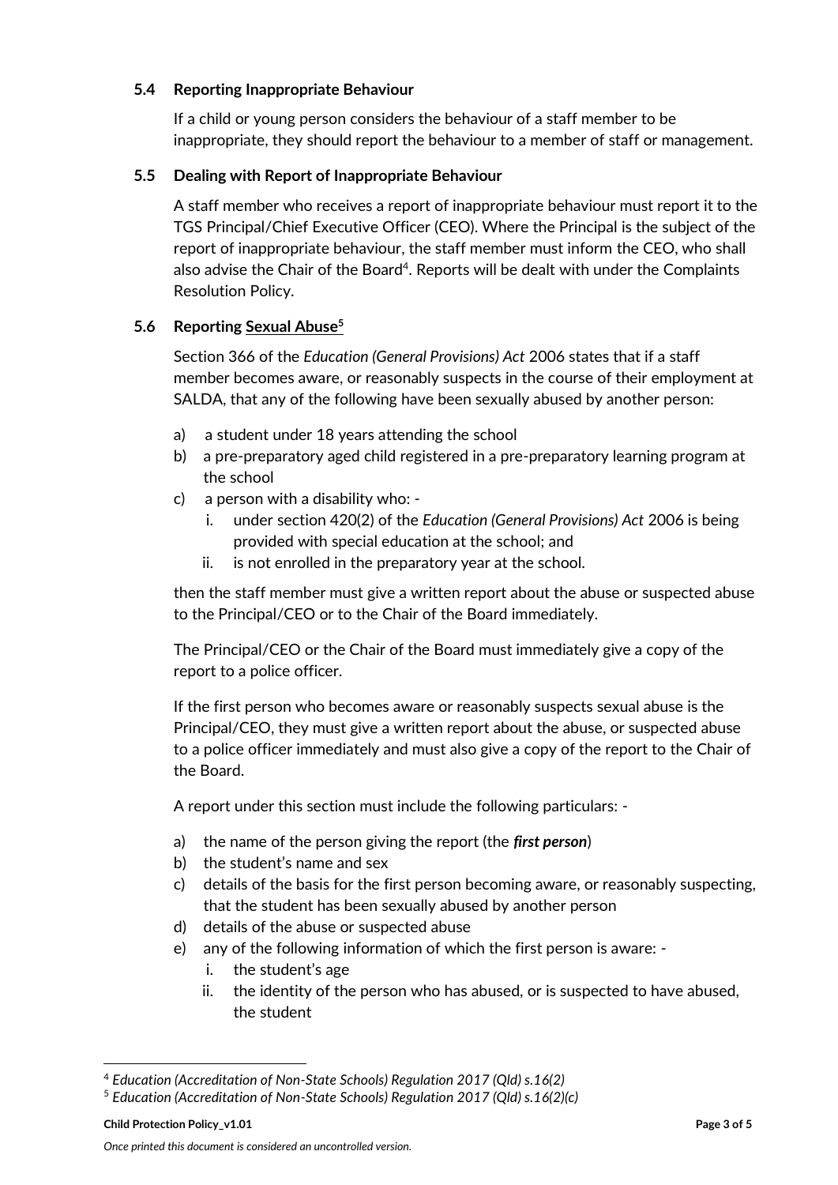### 5.4 Reporting Inappropriate Behaviour

If a child or young person considers the behaviour of a staff member to be inappropriate, they should report the behaviour to a member of staff or management.

### 5.5 Dealing with Report of Inappropriate Behaviour

A staff member who receives a report of inappropriate behaviour must report it to the TGS Principal/Chief Executive Officer (CEO). Where the Principal is the subject of the report of inappropriate behaviour, the staff member must inform the CEO, who shall also advise the Chair of the Board[4]. Reports will be dealt with under the Complaints Resolution Policy.

### 5.6 Reporting Sexual Abuse[5]

Section 366 of the *Education (General Provisions) Act* 2006 states that if a staff member becomes aware, or reasonably suspects in the course of their employment at SALDA, that any of the following have been sexually abused by another person:

a) a student under 18 years attending the school
b) a pre-preparatory aged child registered in a pre-preparatory learning program at the school
c) a person with a disability who: -
   i. under section 420(2) of the *Education (General Provisions) Act* 2006 is being provided with special education at the school; and
   ii. is not enrolled in the preparatory year at the school.

then the staff member must give a written report about the abuse or suspected abuse to the Principal/CEO or to the Chair of the Board immediately.

The Principal/CEO or the Chair of the Board must immediately give a copy of the report to a police officer.

If the first person who becomes aware or reasonably suspects sexual abuse is the Principal/CEO, they must give a written report about the abuse, or suspected abuse to a police officer immediately and must also give a copy of the report to the Chair of the Board.

A report under this section must include the following particulars: -

a) the name of the person giving the report (the ***first person***)
b) the student's name and sex
c) details of the basis for the first person becoming aware, or reasonably suspecting, that the student has been sexually abused by another person
d) details of the abuse or suspected abuse
e) any of the following information of which the first person is aware: -
   i. the student's age
   ii. the identity of the person who has abused, or is suspected to have abused, the student

---

[4] *Education (Accreditation of Non-State Schools) Regulation 2017 (Qld) s.16(2)*

[5] *Education (Accreditation of Non-State Schools) Regulation 2017 (Qld) s.16(2)(c)*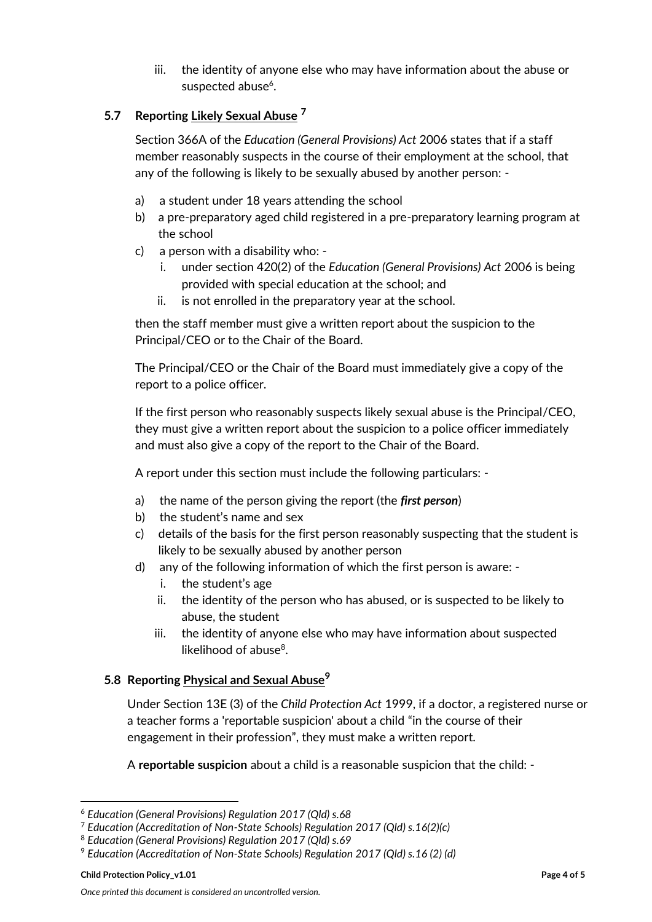iii. the identity of anyone else who may have information about the abuse or suspected abuse[6].

### 5.7 Reporting Likely Sexual Abuse [7]

Section 366A of the *Education (General Provisions) Act* 2006 states that if a staff member reasonably suspects in the course of their employment at the school, that any of the following is likely to be sexually abused by another person: -

a) a student under 18 years attending the school
b) a pre-preparatory aged child registered in a pre-preparatory learning program at the school
c) a person with a disability who: -
   i. under section 420(2) of the *Education (General Provisions) Act* 2006 is being provided with special education at the school; and
   ii. is not enrolled in the preparatory year at the school.

then the staff member must give a written report about the suspicion to the Principal/CEO or to the Chair of the Board.

The Principal/CEO or the Chair of the Board must immediately give a copy of the report to a police officer.

If the first person who reasonably suspects likely sexual abuse is the Principal/CEO, they must give a written report about the suspicion to a police officer immediately and must also give a copy of the report to the Chair of the Board.

A report under this section must include the following particulars: -

a) the name of the person giving the report (the ***first person***)
b) the student's name and sex
c) details of the basis for the first person reasonably suspecting that the student is likely to be sexually abused by another person
d) any of the following information of which the first person is aware: -
   i. the student's age
   ii. the identity of the person who has abused, or is suspected to be likely to abuse, the student
   iii. the identity of anyone else who may have information about suspected likelihood of abuse[8].

### 5.8 Reporting Physical and Sexual Abuse[9]

Under Section 13E (3) of the *Child Protection Act* 1999, if a doctor, a registered nurse or a teacher forms a 'reportable suspicion' about a child "in the course of their engagement in their profession", they must make a written report.

A **reportable suspicion** about a child is a reasonable suspicion that the child: -

---

[6] *Education (General Provisions) Regulation 2017 (Qld) s.68*
[7] *Education (Accreditation of Non-State Schools) Regulation 2017 (Qld) s.16(2)(c)*
[8] *Education (General Provisions) Regulation 2017 (Qld) s.69*
[9] *Education (Accreditation of Non-State Schools) Regulation 2017 (Qld) s.16 (2) (d)*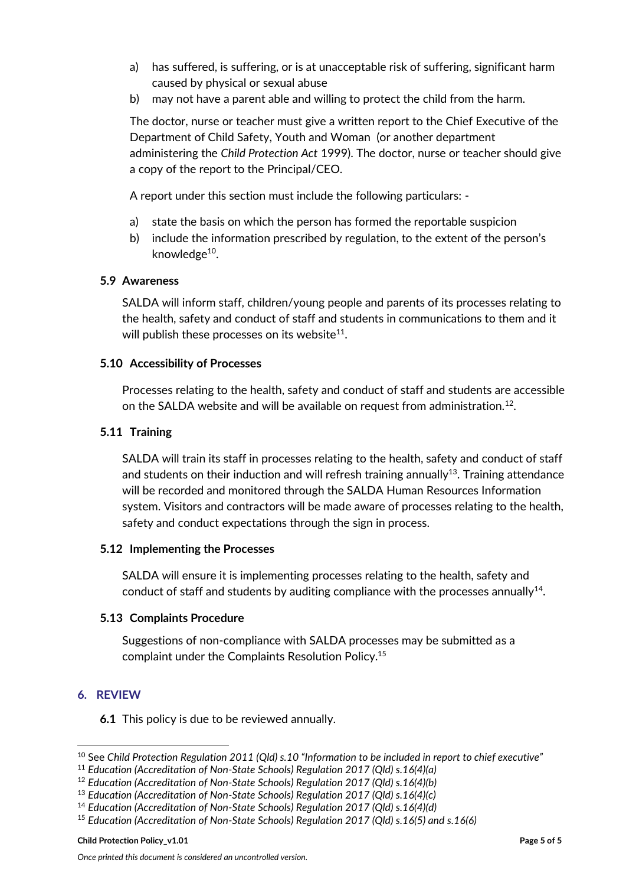a) has suffered, is suffering, or is at unacceptable risk of suffering, significant harm caused by physical or sexual abuse
b) may not have a parent able and willing to protect the child from the harm.

The doctor, nurse or teacher must give a written report to the Chief Executive of the Department of Child Safety, Youth and Woman (or another department administering the *Child Protection Act* 1999). The doctor, nurse or teacher should give a copy of the report to the Principal/CEO.

A report under this section must include the following particulars: -

a) state the basis on which the person has formed the reportable suspicion
b) include the information prescribed by regulation, to the extent of the person's knowledge[10].

### 5.9 Awareness

SALDA will inform staff, children/young people and parents of its processes relating to the health, safety and conduct of staff and students in communications to them and it will publish these processes on its website[11].

### 5.10 Accessibility of Processes

Processes relating to the health, safety and conduct of staff and students are accessible on the SALDA website and will be available on request from administration.[12].

### 5.11 Training

SALDA will train its staff in processes relating to the health, safety and conduct of staff and students on their induction and will refresh training annually[13]. Training attendance will be recorded and monitored through the SALDA Human Resources Information system. Visitors and contractors will be made aware of processes relating to the health, safety and conduct expectations through the sign in process.

### 5.12 Implementing the Processes

SALDA will ensure it is implementing processes relating to the health, safety and conduct of staff and students by auditing compliance with the processes annually[14].

### 5.13 Complaints Procedure

Suggestions of non-compliance with SALDA processes may be submitted as a complaint under the Complaints Resolution Policy.[15]

## 6. REVIEW

**6.1** This policy is due to be reviewed annually.

---

[10] See *Child Protection Regulation 2011 (Qld) s.10 "Information to be included in report to chief executive"*
[11] *Education (Accreditation of Non-State Schools) Regulation 2017 (Qld) s.16(4)(a)*
[12] *Education (Accreditation of Non-State Schools) Regulation 2017 (Qld) s.16(4)(b)*
[13] *Education (Accreditation of Non-State Schools) Regulation 2017 (Qld) s.16(4)(c)*
[14] *Education (Accreditation of Non-State Schools) Regulation 2017 (Qld) s.16(4)(d)*
[15] *Education (Accreditation of Non-State Schools) Regulation 2017 (Qld) s.16(5) and s.16(6)*